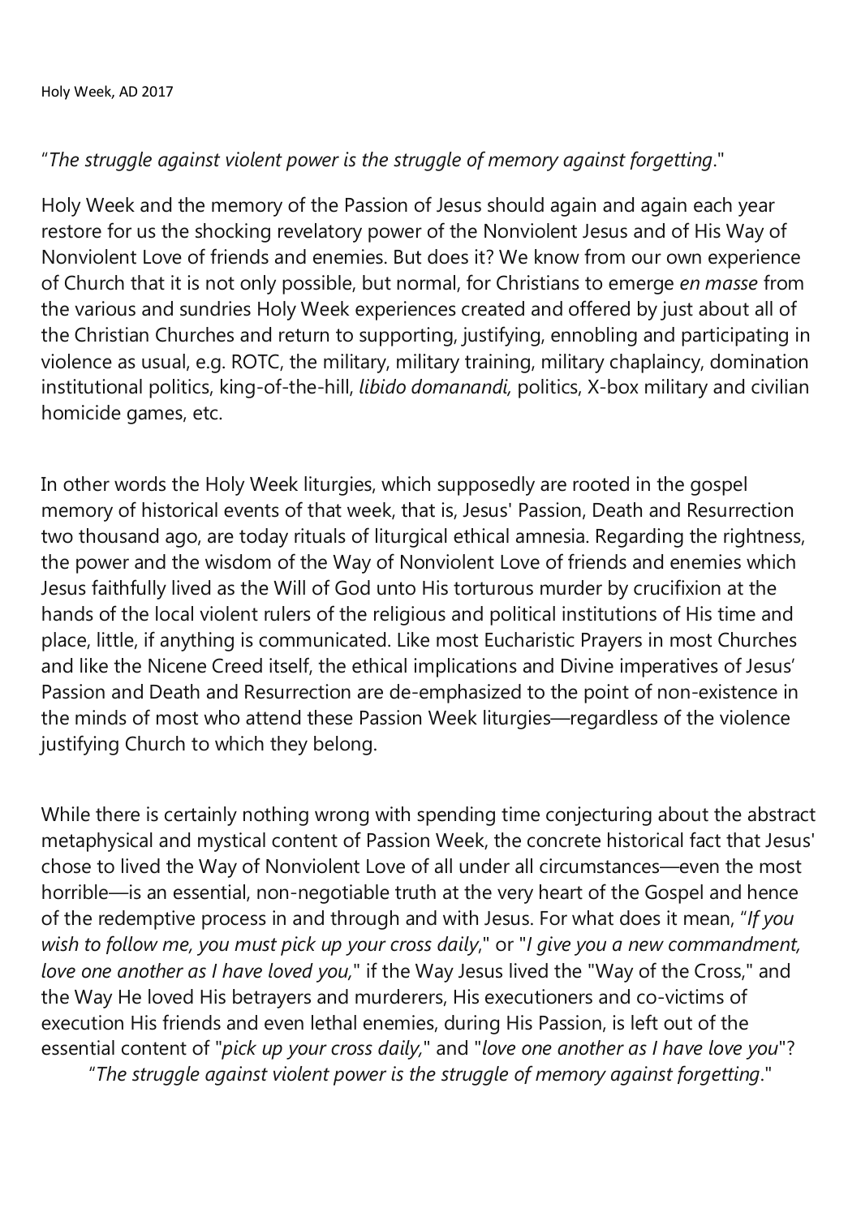Holy Week, AD 2017

"*The struggle against violent power is the struggle of memory against forgetting*."

Holy Week and the memory of the Passion of Jesus should again and again each year restore for us the shocking revelatory power of the Nonviolent Jesus and of His Way of Nonviolent Love of friends and enemies. But does it? We know from our own experience of Church that it is not only possible, but normal, for Christians to emerge *en masse* from the various and sundries Holy Week experiences created and offered by just about all of the Christian Churches and return to supporting, justifying, ennobling and participating in violence as usual, e.g. ROTC, the military, military training, military chaplaincy, domination institutional politics, king-of-the-hill, *libido domanandi,* politics, X-box military and civilian homicide games, etc.

In other words the Holy Week liturgies, which supposedly are rooted in the gospel memory of historical events of that week, that is, Jesus' Passion, Death and Resurrection two thousand ago, are today rituals of liturgical ethical amnesia. Regarding the rightness, the power and the wisdom of the Way of Nonviolent Love of friends and enemies which Jesus faithfully lived as the Will of God unto His torturous murder by crucifixion at the hands of the local violent rulers of the religious and political institutions of His time and place, little, if anything is communicated. Like most Eucharistic Prayers in most Churches and like the Nicene Creed itself, the ethical implications and Divine imperatives of Jesus' Passion and Death and Resurrection are de-emphasized to the point of non-existence in the minds of most who attend these Passion Week liturgies—regardless of the violence justifying Church to which they belong.

While there is certainly nothing wrong with spending time conjecturing about the abstract metaphysical and mystical content of Passion Week, the concrete historical fact that Jesus' chose to lived the Way of Nonviolent Love of all under all circumstances—even the most horrible—is an essential, non-negotiable truth at the very heart of the Gospel and hence of the redemptive process in and through and with Jesus. For what does it mean, "*If you wish to follow me, you must pick up your cross daily*," or "*I give you a new commandment, love one another as I have loved you,*" if the Way Jesus lived the "Way of the Cross," and the Way He loved His betrayers and murderers, His executioners and co-victims of execution His friends and even lethal enemies, during His Passion, is left out of the essential content of "*pick up your cross daily,*" and "*love one another as I have love you*"?

"*The struggle against violent power is the struggle of memory against forgetting*."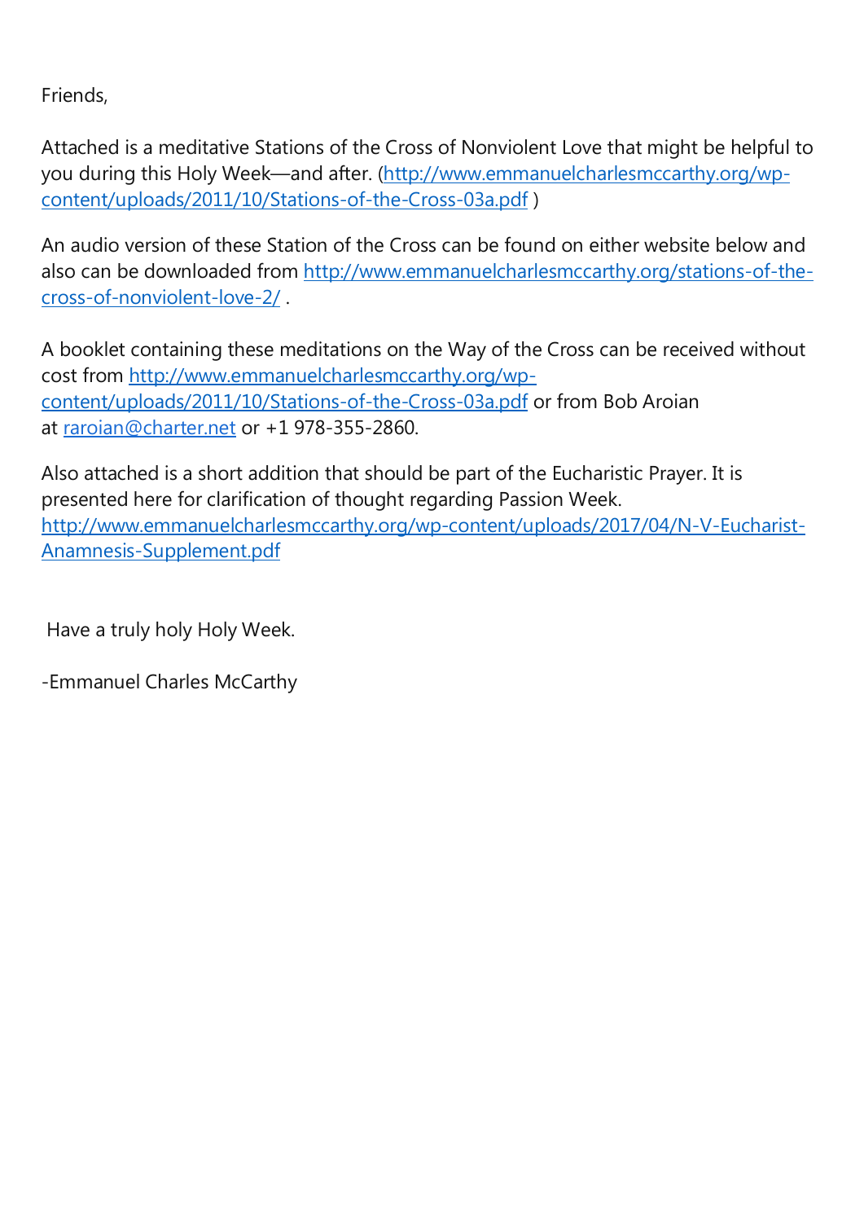Friends,

Attached is a meditative Stations of the Cross of Nonviolent Love that might be helpful to you during this Holy Week—and after. (http://www.emmanuelcharlesmccarthy.org/wp-content/uploads/2011/10/Stations-of-the-Cross-03a.pdf )

An audio version of these Station of the Cross can be found on either website below and also can be downloaded from http://www.emmanuelcharlesmccarthy.org/stations-of-the-cross-of-nonviolent-love-2/ .

A booklet containing these meditations on the Way of the Cross can be received without cost from http://www.emmanuelcharlesmccarthy.org/wp-content/uploads/2011/10/Stations-of-the-Cross-03a.pdf or from Bob Aroian at raroian@charter.net or +1 978-355-2860.

Also attached is a short addition that should be part of the Eucharistic Prayer. It is presented here for clarification of thought regarding Passion Week. http://www.emmanuelcharlesmccarthy.org/wp-content/uploads/2017/04/N-V-Eucharist-Anamnesis-Supplement.pdf

Have a truly holy Holy Week.

-Emmanuel Charles McCarthy